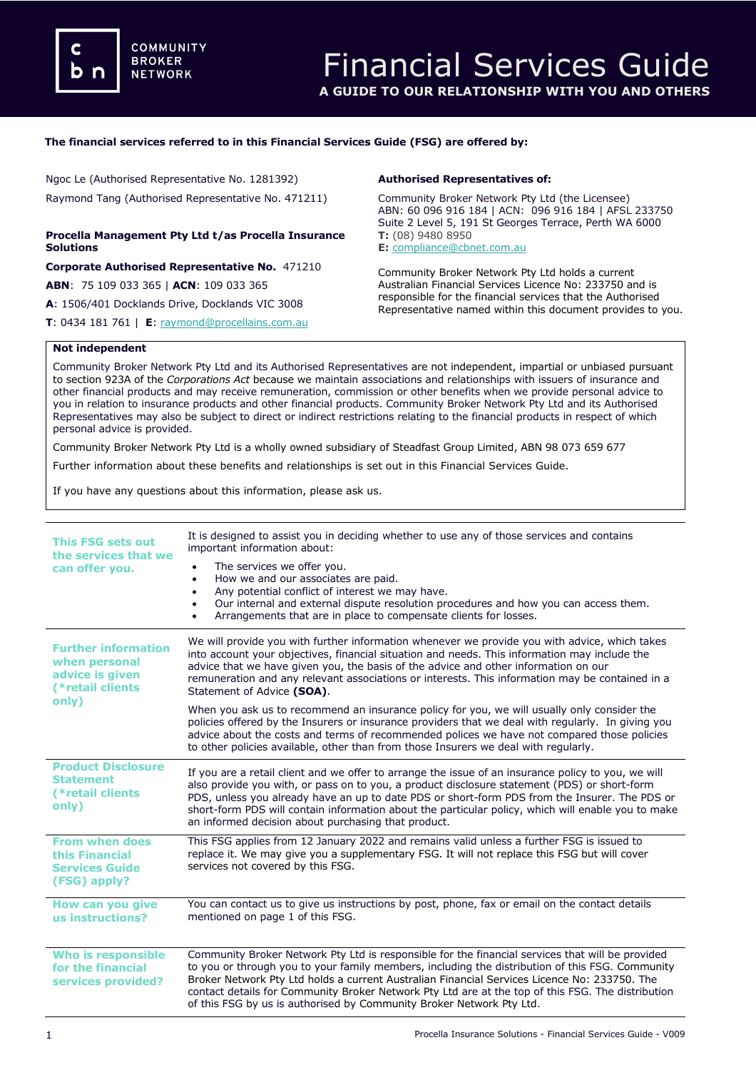# Financial Services Guide

**A GUIDE TO OUR RELATIONSHIP WITH YOU AND OTHERS**

**The financial services referred to in this Financial Services Guide (FSG) are offered by:**

Ngoc Le (Authorised Representative No. 1281392)

Raymond Tang (Authorised Representative No. 471211)

**Procella Management Pty Ltd t/as Procella Insurance Solutions**

**Corporate Authorised Representative No.** 471210

**ABN**: 75 109 033 365 | **ACN**: 109 033 365

**A**: 1506/401 Docklands Drive, Docklands VIC 3008

**T**: 0434 181 761 | **E**: raymond@procellains.com.au

**Authorised Representatives of:**

Community Broker Network Pty Ltd (the Licensee)
ABN: 60 096 916 184 | ACN: 096 916 184 | AFSL 233750
Suite 2 Level 5, 191 St Georges Terrace, Perth WA 6000
**T:** (08) 9480 8950
**E:** compliance@cbnet.com.au

Community Broker Network Pty Ltd holds a current Australian Financial Services Licence No: 233750 and is responsible for the financial services that the Authorised Representative named within this document provides to you.

**Not independent**

Community Broker Network Pty Ltd and its Authorised Representatives are not independent, impartial or unbiased pursuant to section 923A of the *Corporations Act* because we maintain associations and relationships with issuers of insurance and other financial products and may receive remuneration, commission or other benefits when we provide personal advice to you in relation to insurance products and other financial products. Community Broker Network Pty Ltd and its Authorised Representatives may also be subject to direct or indirect restrictions relating to the financial products in respect of which personal advice is provided.

Community Broker Network Pty Ltd is a wholly owned subsidiary of Steadfast Group Limited, ABN 98 073 659 677

Further information about these benefits and relationships is set out in this Financial Services Guide.

If you have any questions about this information, please ask us.

### This FSG sets out the services that we can offer you.

It is designed to assist you in deciding whether to use any of those services and contains important information about:

- The services we offer you.
- How we and our associates are paid.
- Any potential conflict of interest we may have.
- Our internal and external dispute resolution procedures and how you can access them.
- Arrangements that are in place to compensate clients for losses.

### Further information when personal advice is given (*retail clients only)

We will provide you with further information whenever we provide you with advice, which takes into account your objectives, financial situation and needs. This information may include the advice that we have given you, the basis of the advice and other information on our remuneration and any relevant associations or interests. This information may be contained in a Statement of Advice **(SOA)**.

When you ask us to recommend an insurance policy for you, we will usually only consider the policies offered by the Insurers or insurance providers that we deal with regularly. In giving you advice about the costs and terms of recommended polices we have not compared those policies to other policies available, other than from those Insurers we deal with regularly.

### Product Disclosure Statement (*retail clients only)

If you are a retail client and we offer to arrange the issue of an insurance policy to you, we will also provide you with, or pass on to you, a product disclosure statement (PDS) or short-form PDS, unless you already have an up to date PDS or short-form PDS from the Insurer. The PDS or short-form PDS will contain information about the particular policy, which will enable you to make an informed decision about purchasing that product.

### From when does this Financial Services Guide (FSG) apply?

This FSG applies from 12 January 2022 and remains valid unless a further FSG is issued to replace it. We may give you a supplementary FSG. It will not replace this FSG but will cover services not covered by this FSG.

### How can you give us instructions?

You can contact us to give us instructions by post, phone, fax or email on the contact details mentioned on page 1 of this FSG.

### Who is responsible for the financial services provided?

Community Broker Network Pty Ltd is responsible for the financial services that will be provided to you or through you to your family members, including the distribution of this FSG. Community Broker Network Pty Ltd holds a current Australian Financial Services Licence No: 233750. The contact details for Community Broker Network Pty Ltd are at the top of this FSG. The distribution of this FSG by us is authorised by Community Broker Network Pty Ltd.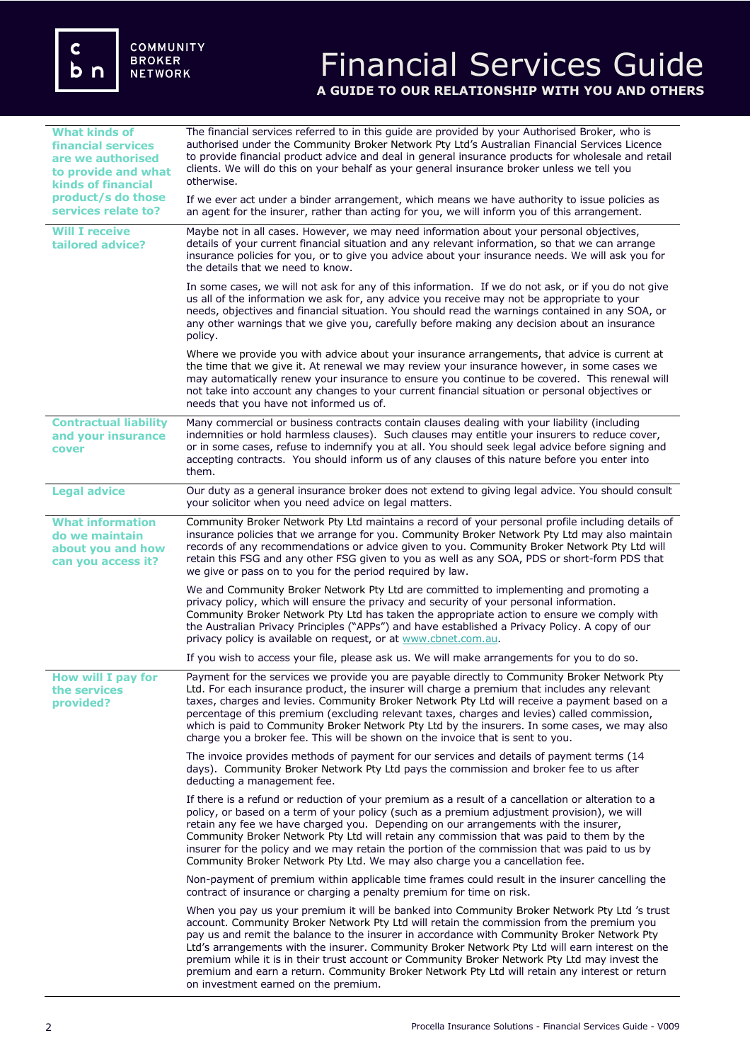# Financial Services Guide

**A GUIDE TO OUR RELATIONSHIP WITH YOU AND OTHERS**

### What kinds of financial services are we authorised to provide and what kinds of financial product/s do those services relate to?

The financial services referred to in this guide are provided by your Authorised Broker, who is authorised under the Community Broker Network Pty Ltd's Australian Financial Services Licence to provide financial product advice and deal in general insurance products for wholesale and retail clients. We will do this on your behalf as your general insurance broker unless we tell you otherwise.

If we ever act under a binder arrangement, which means we have authority to issue policies as an agent for the insurer, rather than acting for you, we will inform you of this arrangement.

### Will I receive tailored advice?

Maybe not in all cases. However, we may need information about your personal objectives, details of your current financial situation and any relevant information, so that we can arrange insurance policies for you, or to give you advice about your insurance needs. We will ask you for the details that we need to know.

In some cases, we will not ask for any of this information. If we do not ask, or if you do not give us all of the information we ask for, any advice you receive may not be appropriate to your needs, objectives and financial situation. You should read the warnings contained in any SOA, or any other warnings that we give you, carefully before making any decision about an insurance policy.

Where we provide you with advice about your insurance arrangements, that advice is current at the time that we give it. At renewal we may review your insurance however, in some cases we may automatically renew your insurance to ensure you continue to be covered. This renewal will not take into account any changes to your current financial situation or personal objectives or needs that you have not informed us of.

### Contractual liability and your insurance cover

Many commercial or business contracts contain clauses dealing with your liability (including indemnities or hold harmless clauses). Such clauses may entitle your insurers to reduce cover, or in some cases, refuse to indemnify you at all. You should seek legal advice before signing and accepting contracts. You should inform us of any clauses of this nature before you enter into them.

### Legal advice

Our duty as a general insurance broker does not extend to giving legal advice. You should consult your solicitor when you need advice on legal matters.

### What information do we maintain about you and how can you access it?

Community Broker Network Pty Ltd maintains a record of your personal profile including details of insurance policies that we arrange for you. Community Broker Network Pty Ltd may also maintain records of any recommendations or advice given to you. Community Broker Network Pty Ltd will retain this FSG and any other FSG given to you as well as any SOA, PDS or short-form PDS that we give or pass on to you for the period required by law.

We and Community Broker Network Pty Ltd are committed to implementing and promoting a privacy policy, which will ensure the privacy and security of your personal information. Community Broker Network Pty Ltd has taken the appropriate action to ensure we comply with the Australian Privacy Principles ("APPs") and have established a Privacy Policy. A copy of our privacy policy is available on request, or at www.cbnet.com.au.

If you wish to access your file, please ask us. We will make arrangements for you to do so.

### How will I pay for the services provided?

Payment for the services we provide you are payable directly to Community Broker Network Pty Ltd. For each insurance product, the insurer will charge a premium that includes any relevant taxes, charges and levies. Community Broker Network Pty Ltd will receive a payment based on a percentage of this premium (excluding relevant taxes, charges and levies) called commission, which is paid to Community Broker Network Pty Ltd by the insurers. In some cases, we may also charge you a broker fee. This will be shown on the invoice that is sent to you.

The invoice provides methods of payment for our services and details of payment terms (14 days). Community Broker Network Pty Ltd pays the commission and broker fee to us after deducting a management fee.

If there is a refund or reduction of your premium as a result of a cancellation or alteration to a policy, or based on a term of your policy (such as a premium adjustment provision), we will retain any fee we have charged you. Depending on our arrangements with the insurer, Community Broker Network Pty Ltd will retain any commission that was paid to them by the insurer for the policy and we may retain the portion of the commission that was paid to us by Community Broker Network Pty Ltd. We may also charge you a cancellation fee.

Non-payment of premium within applicable time frames could result in the insurer cancelling the contract of insurance or charging a penalty premium for time on risk.

When you pay us your premium it will be banked into Community Broker Network Pty Ltd 's trust account. Community Broker Network Pty Ltd will retain the commission from the premium you pay us and remit the balance to the insurer in accordance with Community Broker Network Pty Ltd's arrangements with the insurer. Community Broker Network Pty Ltd will earn interest on the premium while it is in their trust account or Community Broker Network Pty Ltd may invest the premium and earn a return. Community Broker Network Pty Ltd will retain any interest or return on investment earned on the premium.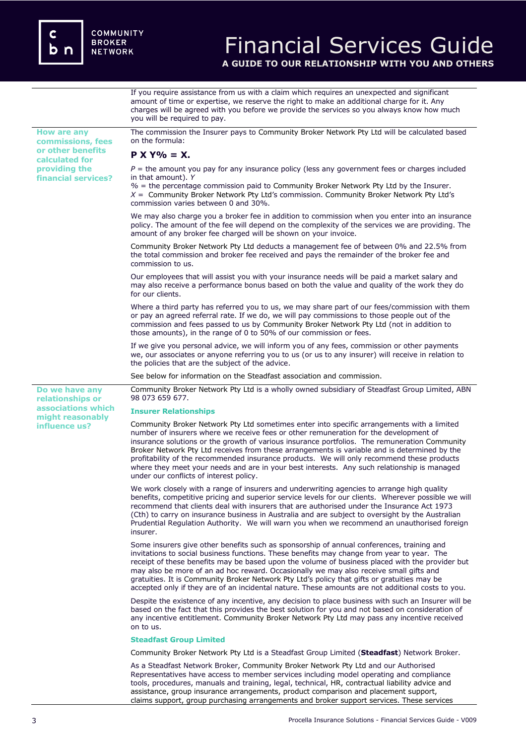If you require assistance from us with a claim which requires an unexpected and significant amount of time or expertise, we reserve the right to make an additional charge for it. Any charges will be agreed with you before we provide the services so you always know how much you will be required to pay.

## How are any commissions, fees or other benefits calculated for providing the financial services?

The commission the Insurer pays to Community Broker Network Pty Ltd will be calculated based on the formula:

**P X Y% = X.**

*P* = the amount you pay for any insurance policy (less any government fees or charges included in that amount). *Y*
% = the percentage commission paid to Community Broker Network Pty Ltd by the Insurer.
*X* = Community Broker Network Pty Ltd's commission. Community Broker Network Pty Ltd's commission varies between 0 and 30%.

We may also charge you a broker fee in addition to commission when you enter into an insurance policy. The amount of the fee will depend on the complexity of the services we are providing. The amount of any broker fee charged will be shown on your invoice.

Community Broker Network Pty Ltd deducts a management fee of between 0% and 22.5% from the total commission and broker fee received and pays the remainder of the broker fee and commission to us.

Our employees that will assist you with your insurance needs will be paid a market salary and may also receive a performance bonus based on both the value and quality of the work they do for our clients.

Where a third party has referred you to us, we may share part of our fees/commission with them or pay an agreed referral rate. If we do, we will pay commissions to those people out of the commission and fees passed to us by Community Broker Network Pty Ltd (not in addition to those amounts), in the range of 0 to 50% of our commission or fees.

If we give you personal advice, we will inform you of any fees, commission or other payments we, our associates or anyone referring you to us (or us to any insurer) will receive in relation to the policies that are the subject of the advice.

See below for information on the Steadfast association and commission.

## Do we have any relationships or associations which might reasonably influence us?

Community Broker Network Pty Ltd is a wholly owned subsidiary of Steadfast Group Limited, ABN 98 073 659 677.

### Insurer Relationships

Community Broker Network Pty Ltd sometimes enter into specific arrangements with a limited number of insurers where we receive fees or other remuneration for the development of insurance solutions or the growth of various insurance portfolios. The remuneration Community Broker Network Pty Ltd receives from these arrangements is variable and is determined by the profitability of the recommended insurance products. We will only recommend these products where they meet your needs and are in your best interests. Any such relationship is managed under our conflicts of interest policy.

We work closely with a range of insurers and underwriting agencies to arrange high quality benefits, competitive pricing and superior service levels for our clients. Wherever possible we will recommend that clients deal with insurers that are authorised under the Insurance Act 1973 (Cth) to carry on insurance business in Australia and are subject to oversight by the Australian Prudential Regulation Authority. We will warn you when we recommend an unauthorised foreign insurer.

Some insurers give other benefits such as sponsorship of annual conferences, training and invitations to social business functions. These benefits may change from year to year. The receipt of these benefits may be based upon the volume of business placed with the provider but may also be more of an ad hoc reward. Occasionally we may also receive small gifts and gratuities. It is Community Broker Network Pty Ltd's policy that gifts or gratuities may be accepted only if they are of an incidental nature. These amounts are not additional costs to you.

Despite the existence of any incentive, any decision to place business with such an Insurer will be based on the fact that this provides the best solution for you and not based on consideration of any incentive entitlement. Community Broker Network Pty Ltd may pass any incentive received on to us.

### Steadfast Group Limited

Community Broker Network Pty Ltd is a Steadfast Group Limited (**Steadfast**) Network Broker.

As a Steadfast Network Broker, Community Broker Network Pty Ltd and our Authorised Representatives have access to member services including model operating and compliance tools, procedures, manuals and training, legal, technical, HR, contractual liability advice and assistance, group insurance arrangements, product comparison and placement support, claims support, group purchasing arrangements and broker support services. These services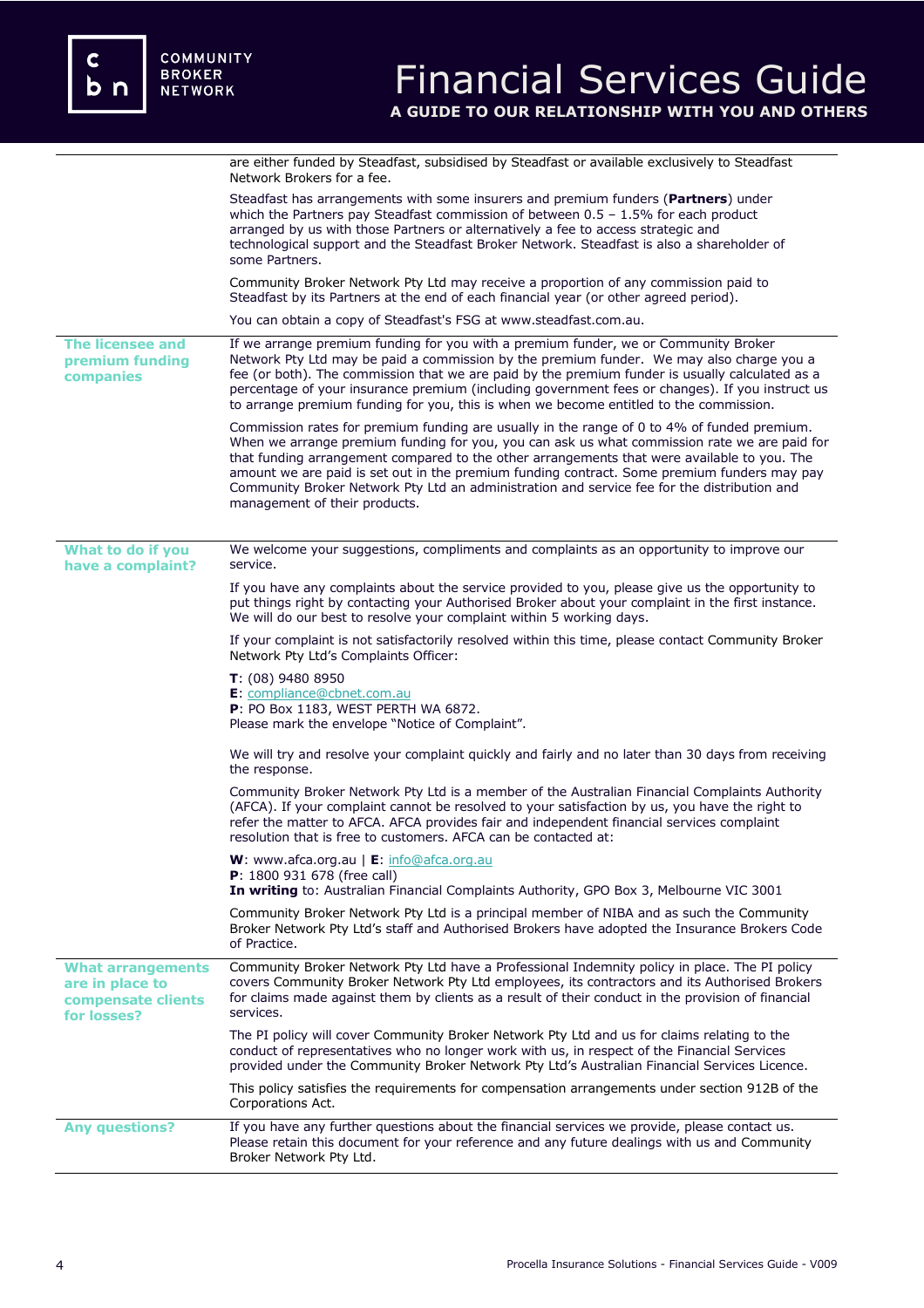are either funded by Steadfast, subsidised by Steadfast or available exclusively to Steadfast Network Brokers for a fee.

Steadfast has arrangements with some insurers and premium funders (**Partners**) under which the Partners pay Steadfast commission of between 0.5 – 1.5% for each product arranged by us with those Partners or alternatively a fee to access strategic and technological support and the Steadfast Broker Network. Steadfast is also a shareholder of some Partners.

Community Broker Network Pty Ltd may receive a proportion of any commission paid to Steadfast by its Partners at the end of each financial year (or other agreed period).

You can obtain a copy of Steadfast's FSG at www.steadfast.com.au.

## The licensee and premium funding companies

If we arrange premium funding for you with a premium funder, we or Community Broker Network Pty Ltd may be paid a commission by the premium funder. We may also charge you a fee (or both). The commission that we are paid by the premium funder is usually calculated as a percentage of your insurance premium (including government fees or changes). If you instruct us to arrange premium funding for you, this is when we become entitled to the commission.

Commission rates for premium funding are usually in the range of 0 to 4% of funded premium. When we arrange premium funding for you, you can ask us what commission rate we are paid for that funding arrangement compared to the other arrangements that were available to you. The amount we are paid is set out in the premium funding contract. Some premium funders may pay Community Broker Network Pty Ltd an administration and service fee for the distribution and management of their products.

## What to do if you have a complaint?

We welcome your suggestions, compliments and complaints as an opportunity to improve our service.

If you have any complaints about the service provided to you, please give us the opportunity to put things right by contacting your Authorised Broker about your complaint in the first instance. We will do our best to resolve your complaint within 5 working days.

If your complaint is not satisfactorily resolved within this time, please contact Community Broker Network Pty Ltd's Complaints Officer:

**T**: (08) 9480 8950
**E**: compliance@cbnet.com.au
**P**: PO Box 1183, WEST PERTH WA 6872.
Please mark the envelope "Notice of Complaint".

We will try and resolve your complaint quickly and fairly and no later than 30 days from receiving the response.

Community Broker Network Pty Ltd is a member of the Australian Financial Complaints Authority (AFCA). If your complaint cannot be resolved to your satisfaction by us, you have the right to refer the matter to AFCA. AFCA provides fair and independent financial services complaint resolution that is free to customers. AFCA can be contacted at:

**W**: www.afca.org.au | **E**: info@afca.org.au
**P**: 1800 931 678 (free call)
**In writing** to: Australian Financial Complaints Authority, GPO Box 3, Melbourne VIC 3001

Community Broker Network Pty Ltd is a principal member of NIBA and as such the Community Broker Network Pty Ltd's staff and Authorised Brokers have adopted the Insurance Brokers Code of Practice.

## What arrangements are in place to compensate clients for losses?

Community Broker Network Pty Ltd have a Professional Indemnity policy in place. The PI policy covers Community Broker Network Pty Ltd employees, its contractors and its Authorised Brokers for claims made against them by clients as a result of their conduct in the provision of financial services.

The PI policy will cover Community Broker Network Pty Ltd and us for claims relating to the conduct of representatives who no longer work with us, in respect of the Financial Services provided under the Community Broker Network Pty Ltd's Australian Financial Services Licence.

This policy satisfies the requirements for compensation arrangements under section 912B of the Corporations Act.

## Any questions?

If you have any further questions about the financial services we provide, please contact us. Please retain this document for your reference and any future dealings with us and Community Broker Network Pty Ltd.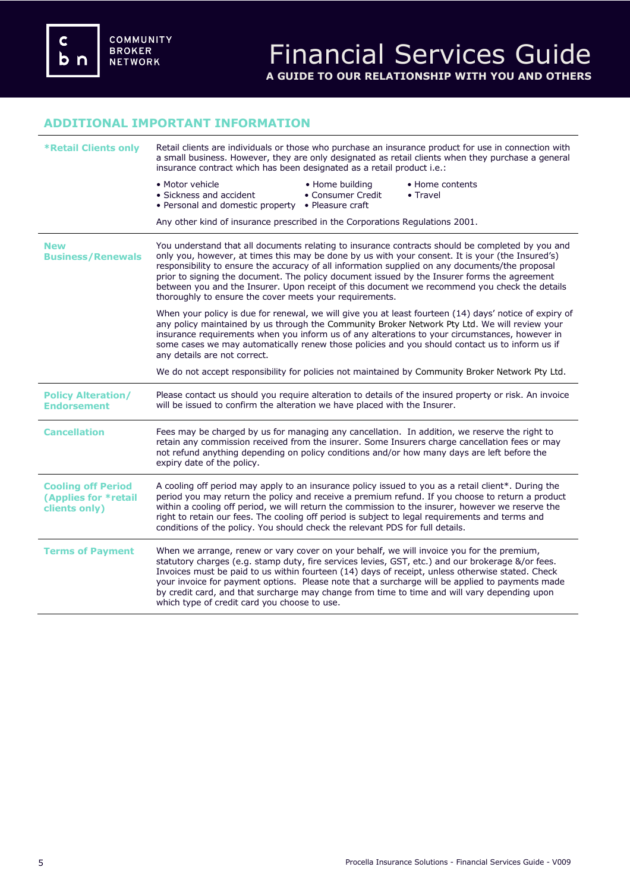COMMUNITY BROKER NETWORK

# Financial Services Guide

**A GUIDE TO OUR RELATIONSHIP WITH YOU AND OTHERS**

## ADDITIONAL IMPORTANT INFORMATION

| | |
|---|---|
| **\*Retail Clients only** | Retail clients are individuals or those who purchase an insurance product for use in connection with a small business. However, they are only designated as retail clients when they purchase a general insurance contract which has been designated as a retail product i.e.:<br>• Motor vehicle • Home building • Home contents<br>• Sickness and accident • Consumer Credit • Travel<br>• Personal and domestic property • Pleasure craft<br><br>Any other kind of insurance prescribed in the Corporations Regulations 2001. |
| **New Business/Renewals** | You understand that all documents relating to insurance contracts should be completed by you and only you, however, at times this may be done by us with your consent. It is your (the Insured's) responsibility to ensure the accuracy of all information supplied on any documents/the proposal prior to signing the document. The policy document issued by the Insurer forms the agreement between you and the Insurer. Upon receipt of this document we recommend you check the details thoroughly to ensure the cover meets your requirements.<br><br>When your policy is due for renewal, we will give you at least fourteen (14) days' notice of expiry of any policy maintained by us through the Community Broker Network Pty Ltd. We will review your insurance requirements when you inform us of any alterations to your circumstances, however in some cases we may automatically renew those policies and you should contact us to inform us if any details are not correct.<br><br>We do not accept responsibility for policies not maintained by Community Broker Network Pty Ltd. |
| **Policy Alteration/ Endorsement** | Please contact us should you require alteration to details of the insured property or risk. An invoice will be issued to confirm the alteration we have placed with the Insurer. |
| **Cancellation** | Fees may be charged by us for managing any cancellation. In addition, we reserve the right to retain any commission received from the insurer. Some Insurers charge cancellation fees or may not refund anything depending on policy conditions and/or how many days are left before the expiry date of the policy. |
| **Cooling off Period (Applies for \*retail clients only)** | A cooling off period may apply to an insurance policy issued to you as a retail client\*. During the period you may return the policy and receive a premium refund. If you choose to return a product within a cooling off period, we will return the commission to the insurer, however we reserve the right to retain our fees. The cooling off period is subject to legal requirements and terms and conditions of the policy. You should check the relevant PDS for full details. |
| **Terms of Payment** | When we arrange, renew or vary cover on your behalf, we will invoice you for the premium, statutory charges (e.g. stamp duty, fire services levies, GST, etc.) and our brokerage &/or fees. Invoices must be paid to us within fourteen (14) days of receipt, unless otherwise stated. Check your invoice for payment options. Please note that a surcharge will be applied to payments made by credit card, and that surcharge may change from time to time and will vary depending upon which type of credit card you choose to use. |